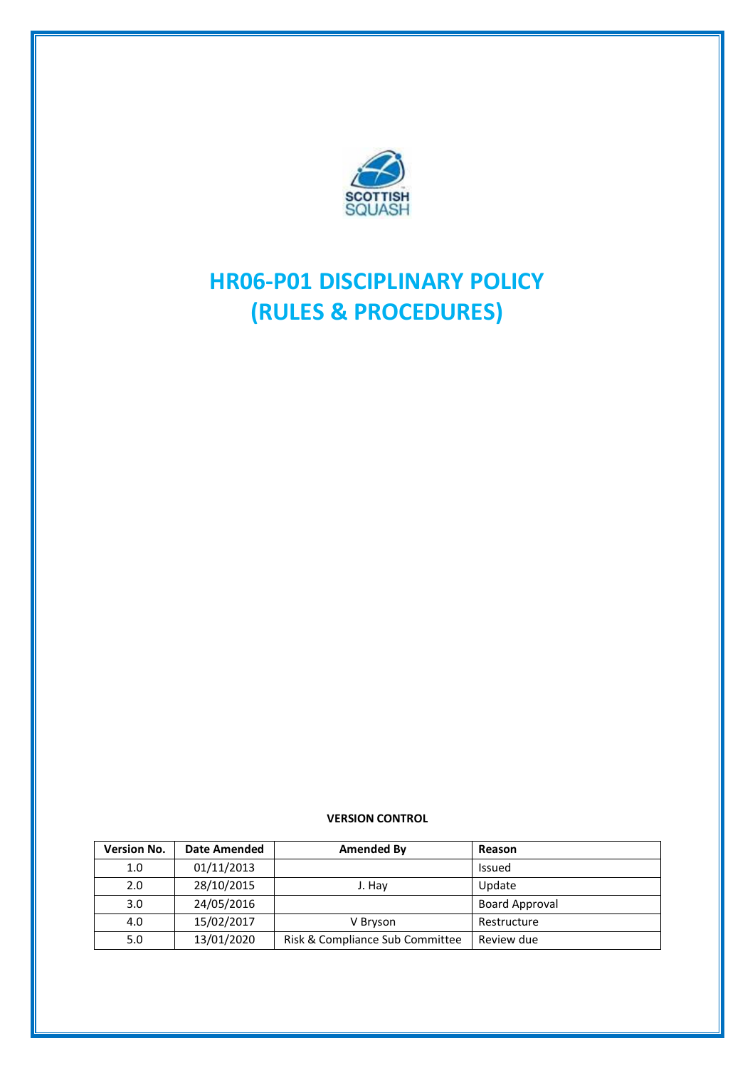SCOTTISH SQUASH

# HR06-P01 DISCIPLINARY POLICY (RULES & PROCEDURES)

**VERSION CONTROL**

| Version No. | Date Amended | Amended By | Reason |
|---|---|---|---|
| 1.0 | 01/11/2013 | | Issued |
| 2.0 | 28/10/2015 | J. Hay | Update |
| 3.0 | 24/05/2016 | | Board Approval |
| 4.0 | 15/02/2017 | V Bryson | Restructure |
| 5.0 | 13/01/2020 | Risk & Compliance Sub Committee | Review due |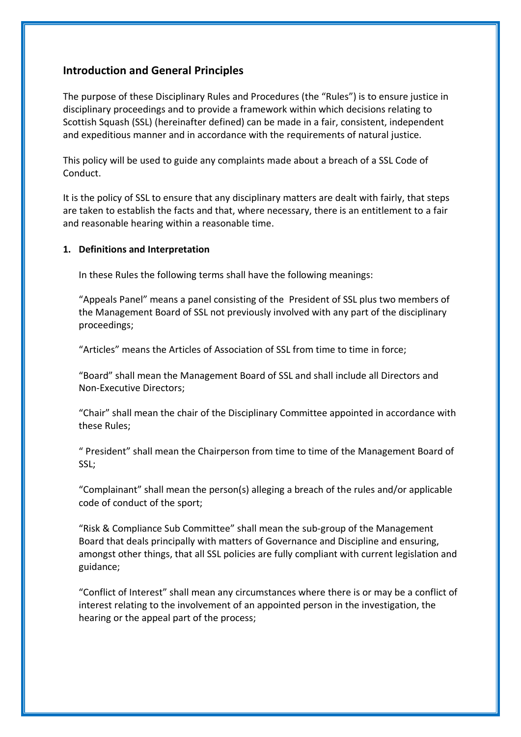## Introduction and General Principles

The purpose of these Disciplinary Rules and Procedures (the "Rules") is to ensure justice in disciplinary proceedings and to provide a framework within which decisions relating to Scottish Squash (SSL) (hereinafter defined) can be made in a fair, consistent, independent and expeditious manner and in accordance with the requirements of natural justice.

This policy will be used to guide any complaints made about a breach of a SSL Code of Conduct.

It is the policy of SSL to ensure that any disciplinary matters are dealt with fairly, that steps are taken to establish the facts and that, where necessary, there is an entitlement to a fair and reasonable hearing within a reasonable time.

**1. Definitions and Interpretation**

In these Rules the following terms shall have the following meanings:

"Appeals Panel" means a panel consisting of the President of SSL plus two members of the Management Board of SSL not previously involved with any part of the disciplinary proceedings;

"Articles" means the Articles of Association of SSL from time to time in force;

"Board" shall mean the Management Board of SSL and shall include all Directors and Non-Executive Directors;

"Chair" shall mean the chair of the Disciplinary Committee appointed in accordance with these Rules;

" President" shall mean the Chairperson from time to time of the Management Board of SSL;

"Complainant" shall mean the person(s) alleging a breach of the rules and/or applicable code of conduct of the sport;

"Risk & Compliance Sub Committee" shall mean the sub-group of the Management Board that deals principally with matters of Governance and Discipline and ensuring, amongst other things, that all SSL policies are fully compliant with current legislation and guidance;

"Conflict of Interest" shall mean any circumstances where there is or may be a conflict of interest relating to the involvement of an appointed person in the investigation, the hearing or the appeal part of the process;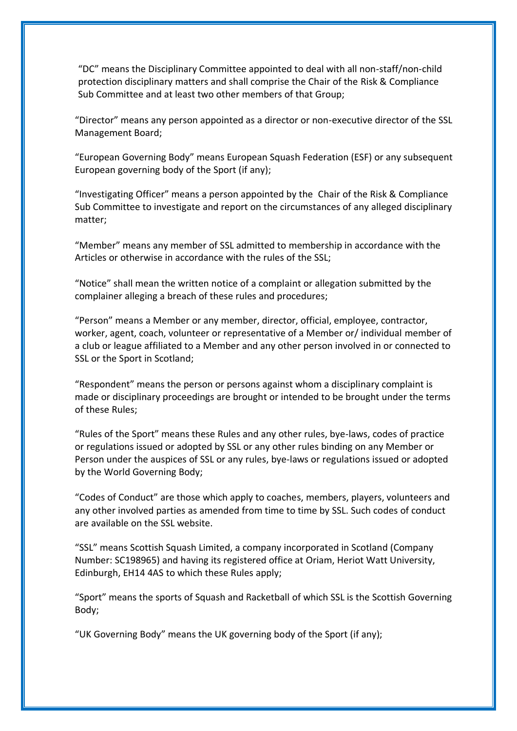"DC" means the Disciplinary Committee appointed to deal with all non-staff/non-child protection disciplinary matters and shall comprise the Chair of the Risk & Compliance Sub Committee and at least two other members of that Group;

"Director" means any person appointed as a director or non-executive director of the SSL Management Board;

"European Governing Body" means European Squash Federation (ESF) or any subsequent European governing body of the Sport (if any);

"Investigating Officer" means a person appointed by the Chair of the Risk & Compliance Sub Committee to investigate and report on the circumstances of any alleged disciplinary matter;

"Member" means any member of SSL admitted to membership in accordance with the Articles or otherwise in accordance with the rules of the SSL;

"Notice" shall mean the written notice of a complaint or allegation submitted by the complainer alleging a breach of these rules and procedures;

"Person" means a Member or any member, director, official, employee, contractor, worker, agent, coach, volunteer or representative of a Member or/ individual member of a club or league affiliated to a Member and any other person involved in or connected to SSL or the Sport in Scotland;

"Respondent" means the person or persons against whom a disciplinary complaint is made or disciplinary proceedings are brought or intended to be brought under the terms of these Rules;

"Rules of the Sport" means these Rules and any other rules, bye-laws, codes of practice or regulations issued or adopted by SSL or any other rules binding on any Member or Person under the auspices of SSL or any rules, bye-laws or regulations issued or adopted by the World Governing Body;

"Codes of Conduct" are those which apply to coaches, members, players, volunteers and any other involved parties as amended from time to time by SSL. Such codes of conduct are available on the SSL website.

"SSL" means Scottish Squash Limited, a company incorporated in Scotland (Company Number: SC198965) and having its registered office at Oriam, Heriot Watt University, Edinburgh, EH14 4AS to which these Rules apply;

"Sport" means the sports of Squash and Racketball of which SSL is the Scottish Governing Body;

"UK Governing Body" means the UK governing body of the Sport (if any);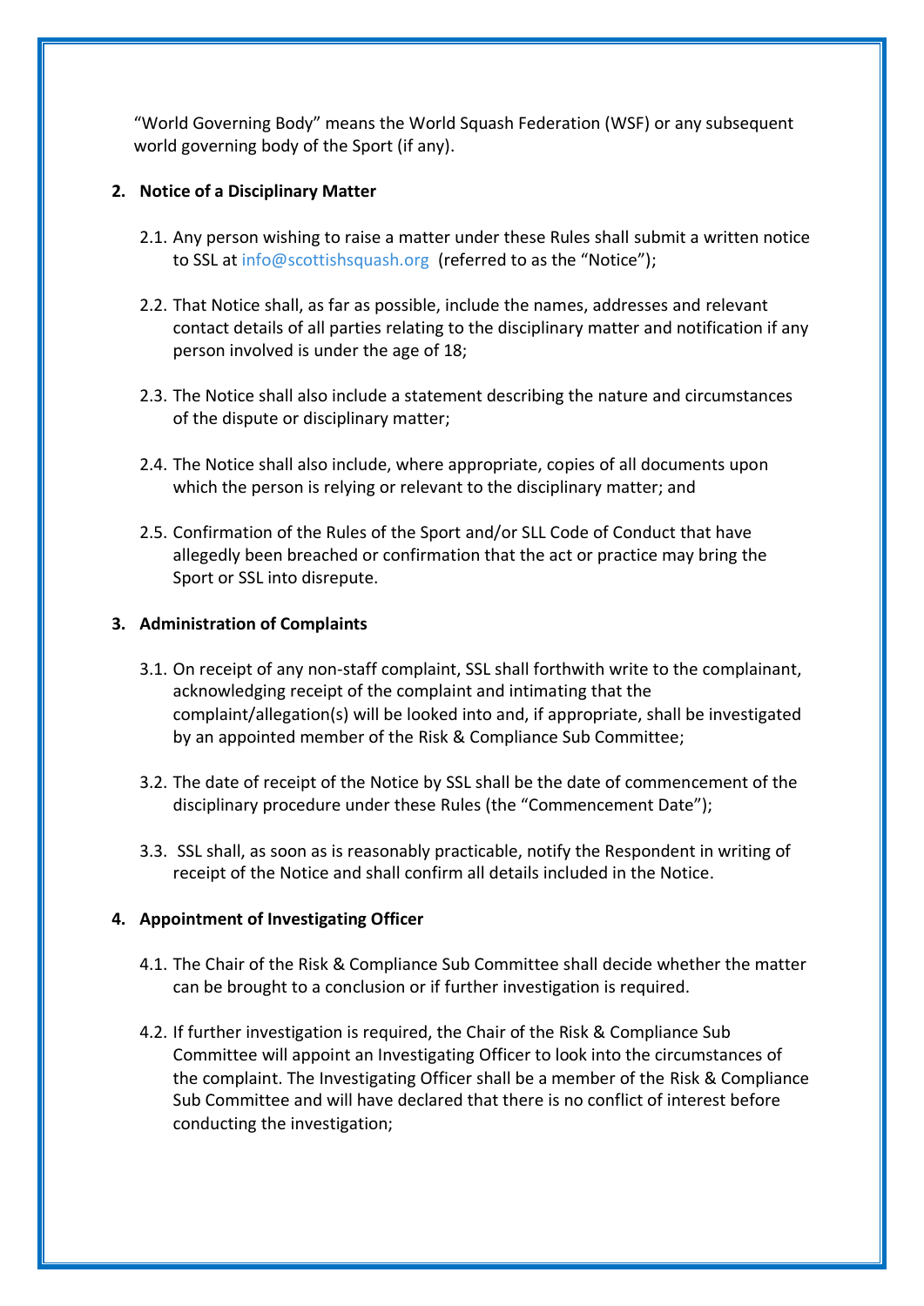"World Governing Body" means the World Squash Federation (WSF) or any subsequent world governing body of the Sport (if any).

## 2. Notice of a Disciplinary Matter

2.1. Any person wishing to raise a matter under these Rules shall submit a written notice to SSL at info@scottishsquash.org (referred to as the "Notice");

2.2. That Notice shall, as far as possible, include the names, addresses and relevant contact details of all parties relating to the disciplinary matter and notification if any person involved is under the age of 18;

2.3. The Notice shall also include a statement describing the nature and circumstances of the dispute or disciplinary matter;

2.4. The Notice shall also include, where appropriate, copies of all documents upon which the person is relying or relevant to the disciplinary matter; and

2.5. Confirmation of the Rules of the Sport and/or SLL Code of Conduct that have allegedly been breached or confirmation that the act or practice may bring the Sport or SSL into disrepute.

## 3. Administration of Complaints

3.1. On receipt of any non-staff complaint, SSL shall forthwith write to the complainant, acknowledging receipt of the complaint and intimating that the complaint/allegation(s) will be looked into and, if appropriate, shall be investigated by an appointed member of the Risk & Compliance Sub Committee;

3.2. The date of receipt of the Notice by SSL shall be the date of commencement of the disciplinary procedure under these Rules (the "Commencement Date");

3.3. SSL shall, as soon as is reasonably practicable, notify the Respondent in writing of receipt of the Notice and shall confirm all details included in the Notice.

## 4. Appointment of Investigating Officer

4.1. The Chair of the Risk & Compliance Sub Committee shall decide whether the matter can be brought to a conclusion or if further investigation is required.

4.2. If further investigation is required, the Chair of the Risk & Compliance Sub Committee will appoint an Investigating Officer to look into the circumstances of the complaint. The Investigating Officer shall be a member of the Risk & Compliance Sub Committee and will have declared that there is no conflict of interest before conducting the investigation;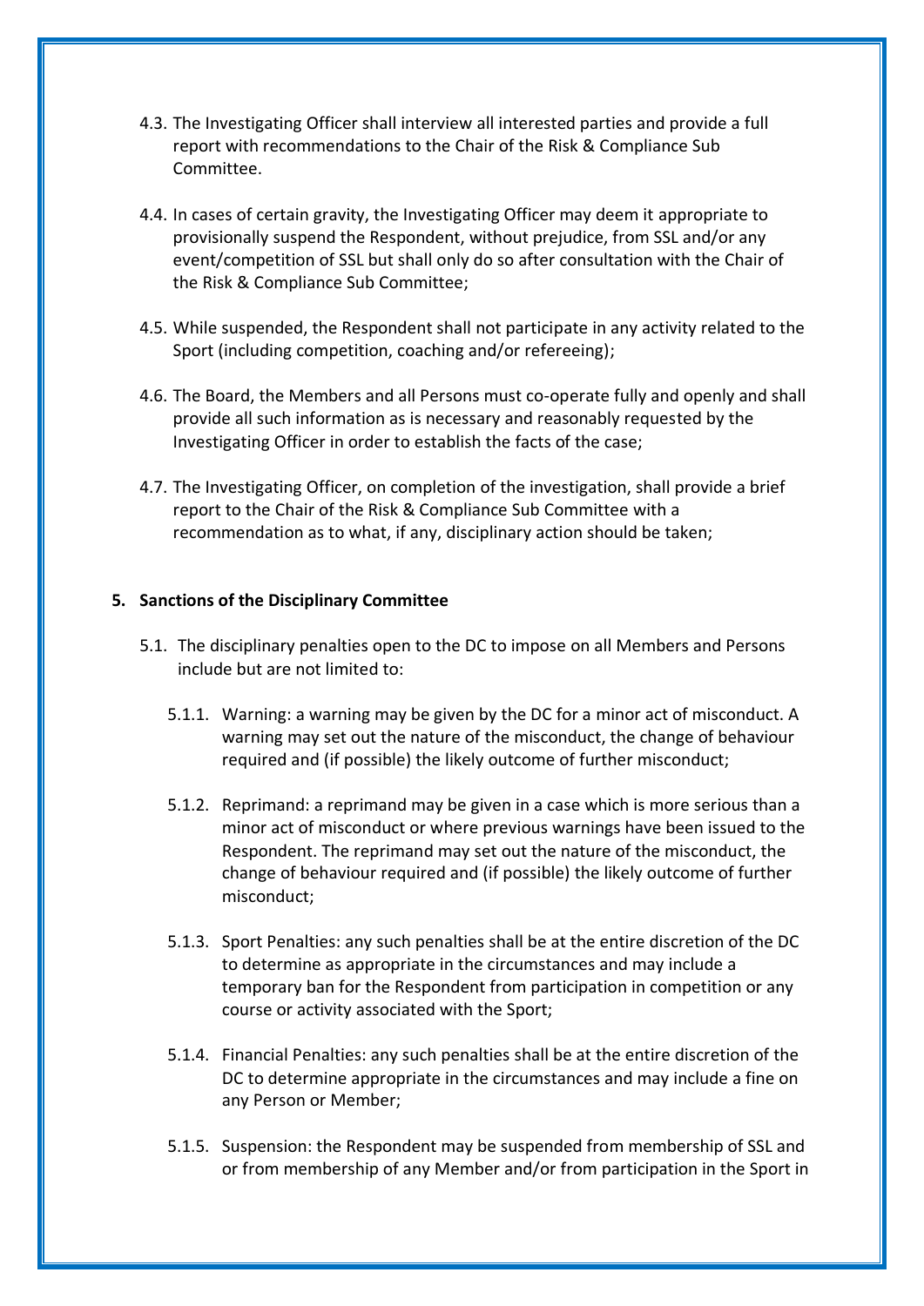4.3. The Investigating Officer shall interview all interested parties and provide a full report with recommendations to the Chair of the Risk & Compliance Sub Committee.

4.4. In cases of certain gravity, the Investigating Officer may deem it appropriate to provisionally suspend the Respondent, without prejudice, from SSL and/or any event/competition of SSL but shall only do so after consultation with the Chair of the Risk & Compliance Sub Committee;

4.5. While suspended, the Respondent shall not participate in any activity related to the Sport (including competition, coaching and/or refereeing);

4.6. The Board, the Members and all Persons must co-operate fully and openly and shall provide all such information as is necessary and reasonably requested by the Investigating Officer in order to establish the facts of the case;

4.7. The Investigating Officer, on completion of the investigation, shall provide a brief report to the Chair of the Risk & Compliance Sub Committee with a recommendation as to what, if any, disciplinary action should be taken;

## 5. Sanctions of the Disciplinary Committee

5.1. The disciplinary penalties open to the DC to impose on all Members and Persons include but are not limited to:

5.1.1. Warning: a warning may be given by the DC for a minor act of misconduct. A warning may set out the nature of the misconduct, the change of behaviour required and (if possible) the likely outcome of further misconduct;

5.1.2. Reprimand: a reprimand may be given in a case which is more serious than a minor act of misconduct or where previous warnings have been issued to the Respondent. The reprimand may set out the nature of the misconduct, the change of behaviour required and (if possible) the likely outcome of further misconduct;

5.1.3. Sport Penalties: any such penalties shall be at the entire discretion of the DC to determine as appropriate in the circumstances and may include a temporary ban for the Respondent from participation in competition or any course or activity associated with the Sport;

5.1.4. Financial Penalties: any such penalties shall be at the entire discretion of the DC to determine appropriate in the circumstances and may include a fine on any Person or Member;

5.1.5. Suspension: the Respondent may be suspended from membership of SSL and or from membership of any Member and/or from participation in the Sport in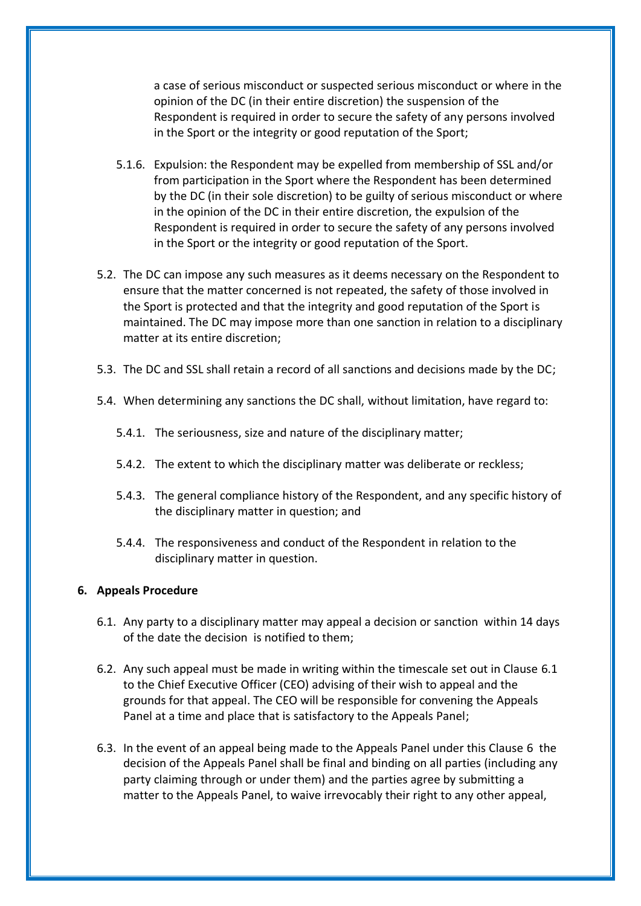a case of serious misconduct or suspected serious misconduct or where in the opinion of the DC (in their entire discretion) the suspension of the Respondent is required in order to secure the safety of any persons involved in the Sport or the integrity or good reputation of the Sport;

5.1.6. Expulsion: the Respondent may be expelled from membership of SSL and/or from participation in the Sport where the Respondent has been determined by the DC (in their sole discretion) to be guilty of serious misconduct or where in the opinion of the DC in their entire discretion, the expulsion of the Respondent is required in order to secure the safety of any persons involved in the Sport or the integrity or good reputation of the Sport.

5.2. The DC can impose any such measures as it deems necessary on the Respondent to ensure that the matter concerned is not repeated, the safety of those involved in the Sport is protected and that the integrity and good reputation of the Sport is maintained. The DC may impose more than one sanction in relation to a disciplinary matter at its entire discretion;

5.3. The DC and SSL shall retain a record of all sanctions and decisions made by the DC;

5.4. When determining any sanctions the DC shall, without limitation, have regard to:

5.4.1. The seriousness, size and nature of the disciplinary matter;

5.4.2. The extent to which the disciplinary matter was deliberate or reckless;

5.4.3. The general compliance history of the Respondent, and any specific history of the disciplinary matter in question; and

5.4.4. The responsiveness and conduct of the Respondent in relation to the disciplinary matter in question.

## 6. Appeals Procedure

6.1. Any party to a disciplinary matter may appeal a decision or sanction within 14 days of the date the decision is notified to them;

6.2. Any such appeal must be made in writing within the timescale set out in Clause 6.1 to the Chief Executive Officer (CEO) advising of their wish to appeal and the grounds for that appeal. The CEO will be responsible for convening the Appeals Panel at a time and place that is satisfactory to the Appeals Panel;

6.3. In the event of an appeal being made to the Appeals Panel under this Clause 6 the decision of the Appeals Panel shall be final and binding on all parties (including any party claiming through or under them) and the parties agree by submitting a matter to the Appeals Panel, to waive irrevocably their right to any other appeal,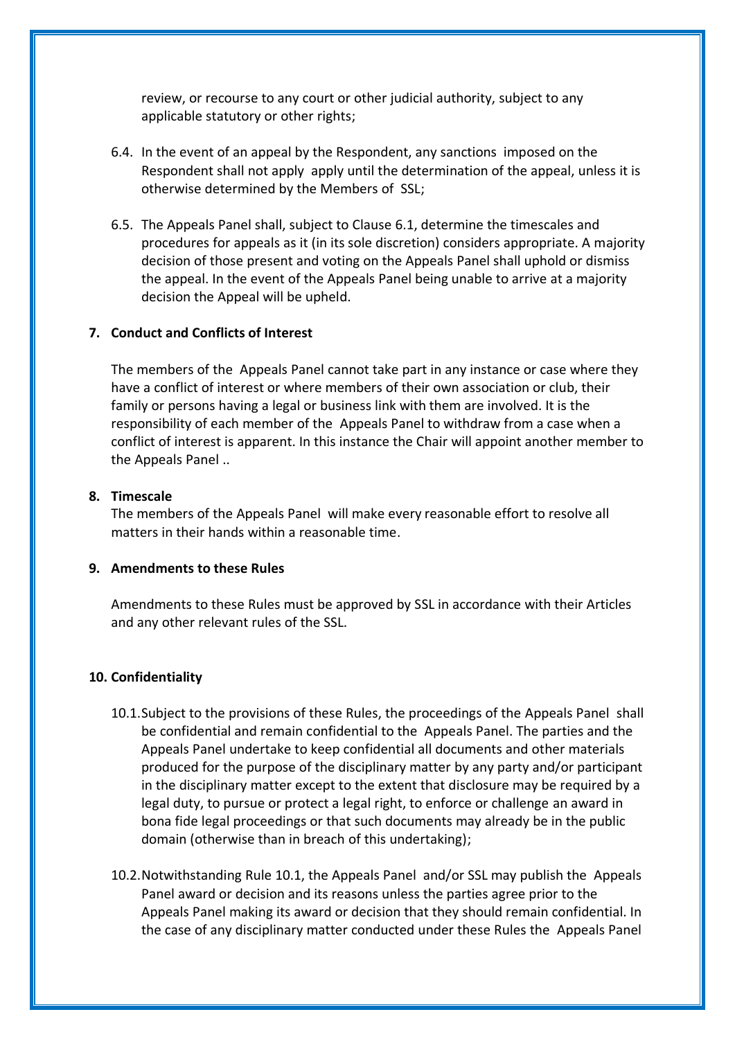review, or recourse to any court or other judicial authority, subject to any applicable statutory or other rights;

6.4. In the event of an appeal by the Respondent, any sanctions imposed on the Respondent shall not apply apply until the determination of the appeal, unless it is otherwise determined by the Members of SSL;

6.5. The Appeals Panel shall, subject to Clause 6.1, determine the timescales and procedures for appeals as it (in its sole discretion) considers appropriate. A majority decision of those present and voting on the Appeals Panel shall uphold or dismiss the appeal. In the event of the Appeals Panel being unable to arrive at a majority decision the Appeal will be upheld.

## 7. Conduct and Conflicts of Interest

The members of the Appeals Panel cannot take part in any instance or case where they have a conflict of interest or where members of their own association or club, their family or persons having a legal or business link with them are involved. It is the responsibility of each member of the Appeals Panel to withdraw from a case when a conflict of interest is apparent. In this instance the Chair will appoint another member to the Appeals Panel ..

## 8. Timescale

The members of the Appeals Panel will make every reasonable effort to resolve all matters in their hands within a reasonable time.

## 9. Amendments to these Rules

Amendments to these Rules must be approved by SSL in accordance with their Articles and any other relevant rules of the SSL.

## 10. Confidentiality

10.1. Subject to the provisions of these Rules, the proceedings of the Appeals Panel shall be confidential and remain confidential to the Appeals Panel. The parties and the Appeals Panel undertake to keep confidential all documents and other materials produced for the purpose of the disciplinary matter by any party and/or participant in the disciplinary matter except to the extent that disclosure may be required by a legal duty, to pursue or protect a legal right, to enforce or challenge an award in bona fide legal proceedings or that such documents may already be in the public domain (otherwise than in breach of this undertaking);

10.2. Notwithstanding Rule 10.1, the Appeals Panel and/or SSL may publish the Appeals Panel award or decision and its reasons unless the parties agree prior to the Appeals Panel making its award or decision that they should remain confidential. In the case of any disciplinary matter conducted under these Rules the Appeals Panel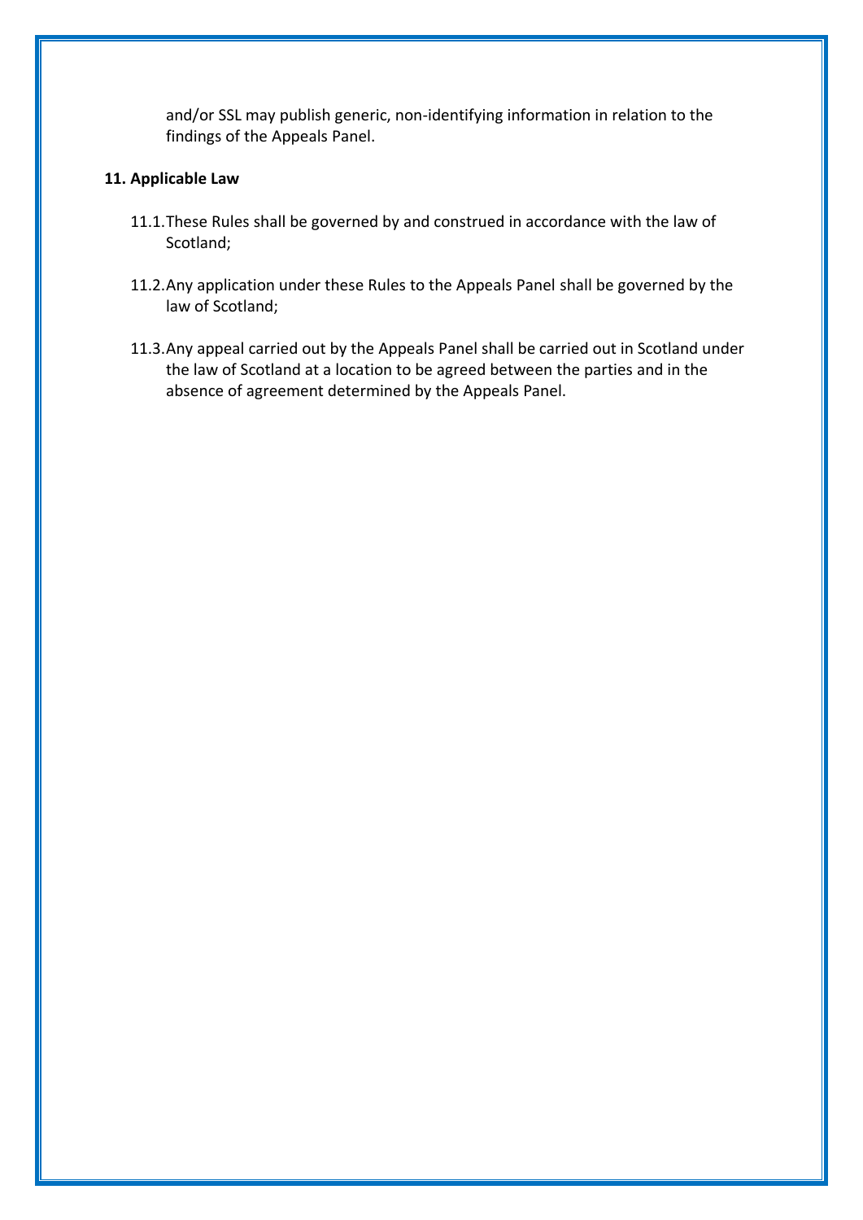and/or SSL may publish generic, non-identifying information in relation to the findings of the Appeals Panel.

**11. Applicable Law**

11.1. These Rules shall be governed by and construed in accordance with the law of Scotland;

11.2. Any application under these Rules to the Appeals Panel shall be governed by the law of Scotland;

11.3. Any appeal carried out by the Appeals Panel shall be carried out in Scotland under the law of Scotland at a location to be agreed between the parties and in the absence of agreement determined by the Appeals Panel.